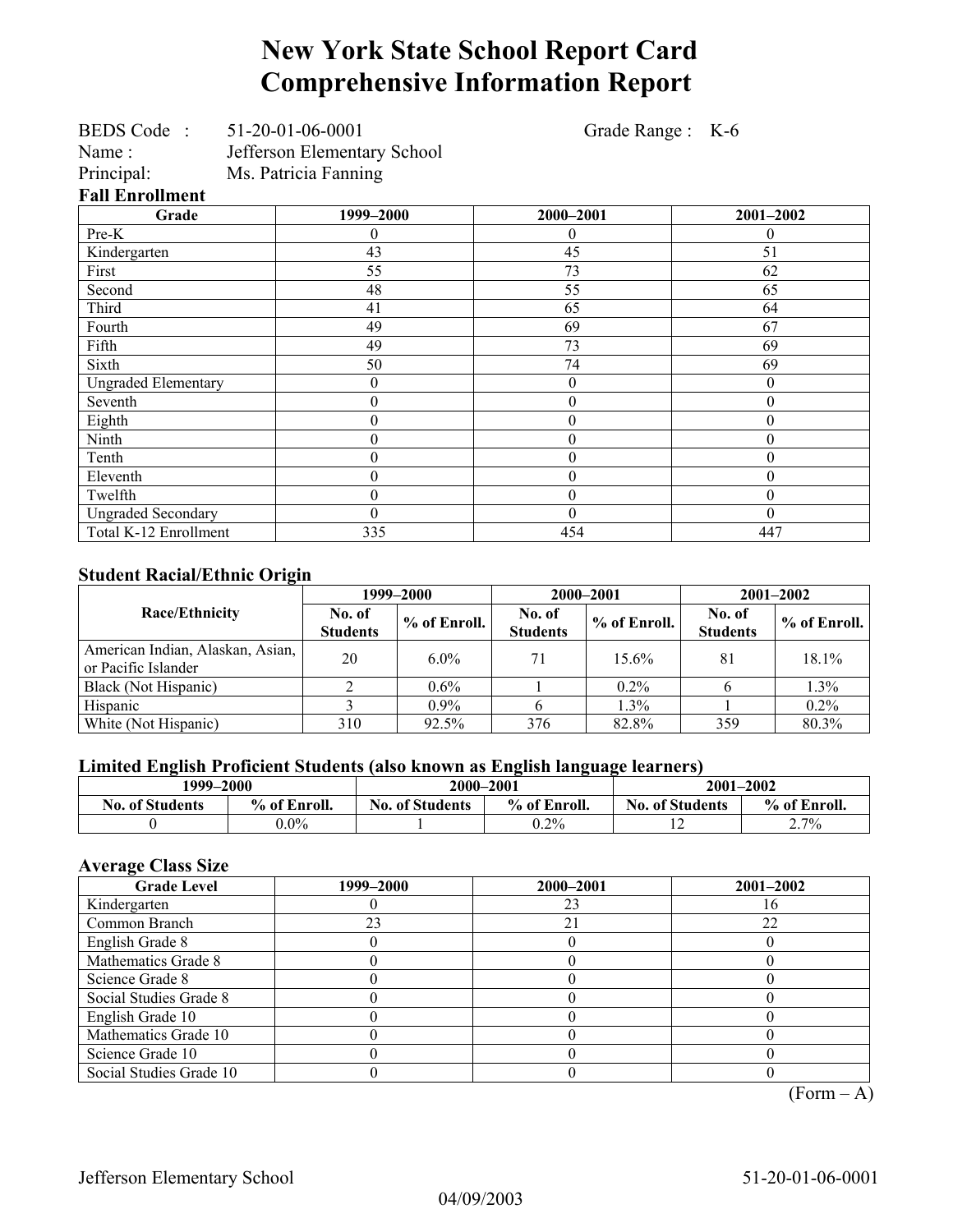# New York State School Report Card
# Comprehensive Information Report

BEDS Code : 51-20-01-06-0001 Grade Range : K-6
Name : Jefferson Elementary School
Principal: Ms. Patricia Fanning

### Fall Enrollment

| Grade | 1999–2000 | 2000–2001 | 2001–2002 |
|---|---|---|---|
| Pre-K | 0 | 0 | 0 |
| Kindergarten | 43 | 45 | 51 |
| First | 55 | 73 | 62 |
| Second | 48 | 55 | 65 |
| Third | 41 | 65 | 64 |
| Fourth | 49 | 69 | 67 |
| Fifth | 49 | 73 | 69 |
| Sixth | 50 | 74 | 69 |
| Ungraded Elementary | 0 | 0 | 0 |
| Seventh | 0 | 0 | 0 |
| Eighth | 0 | 0 | 0 |
| Ninth | 0 | 0 | 0 |
| Tenth | 0 | 0 | 0 |
| Eleventh | 0 | 0 | 0 |
| Twelfth | 0 | 0 | 0 |
| Ungraded Secondary | 0 | 0 | 0 |
| Total K-12 Enrollment | 335 | 454 | 447 |

### Student Racial/Ethnic Origin

| Race/Ethnicity | 1999–2000 | | 2000–2001 | | 2001–2002 | |
|---|---|---|---|---|---|---|
| | No. of Students | % of Enroll. | No. of Students | % of Enroll. | No. of Students | % of Enroll. |
| American Indian, Alaskan, Asian, or Pacific Islander | 20 | 6.0% | 71 | 15.6% | 81 | 18.1% |
| Black (Not Hispanic) | 2 | 0.6% | 1 | 0.2% | 6 | 1.3% |
| Hispanic | 3 | 0.9% | 6 | 1.3% | 1 | 0.2% |
| White (Not Hispanic) | 310 | 92.5% | 376 | 82.8% | 359 | 80.3% |

### Limited English Proficient Students (also known as English language learners)

| 1999–2000 | | 2000–2001 | | 2001–2002 | |
|---|---|---|---|---|---|
| No. of Students | % of Enroll. | No. of Students | % of Enroll. | No. of Students | % of Enroll. |
| 0 | 0.0% | 1 | 0.2% | 12 | 2.7% |

### Average Class Size

| Grade Level | 1999–2000 | 2000–2001 | 2001–2002 |
|---|---|---|---|
| Kindergarten | 0 | 23 | 16 |
| Common Branch | 23 | 21 | 22 |
| English Grade 8 | 0 | 0 | 0 |
| Mathematics Grade 8 | 0 | 0 | 0 |
| Science Grade 8 | 0 | 0 | 0 |
| Social Studies Grade 8 | 0 | 0 | 0 |
| English Grade 10 | 0 | 0 | 0 |
| Mathematics Grade 10 | 0 | 0 | 0 |
| Science Grade 10 | 0 | 0 | 0 |
| Social Studies Grade 10 | 0 | 0 | 0 |

(Form – A)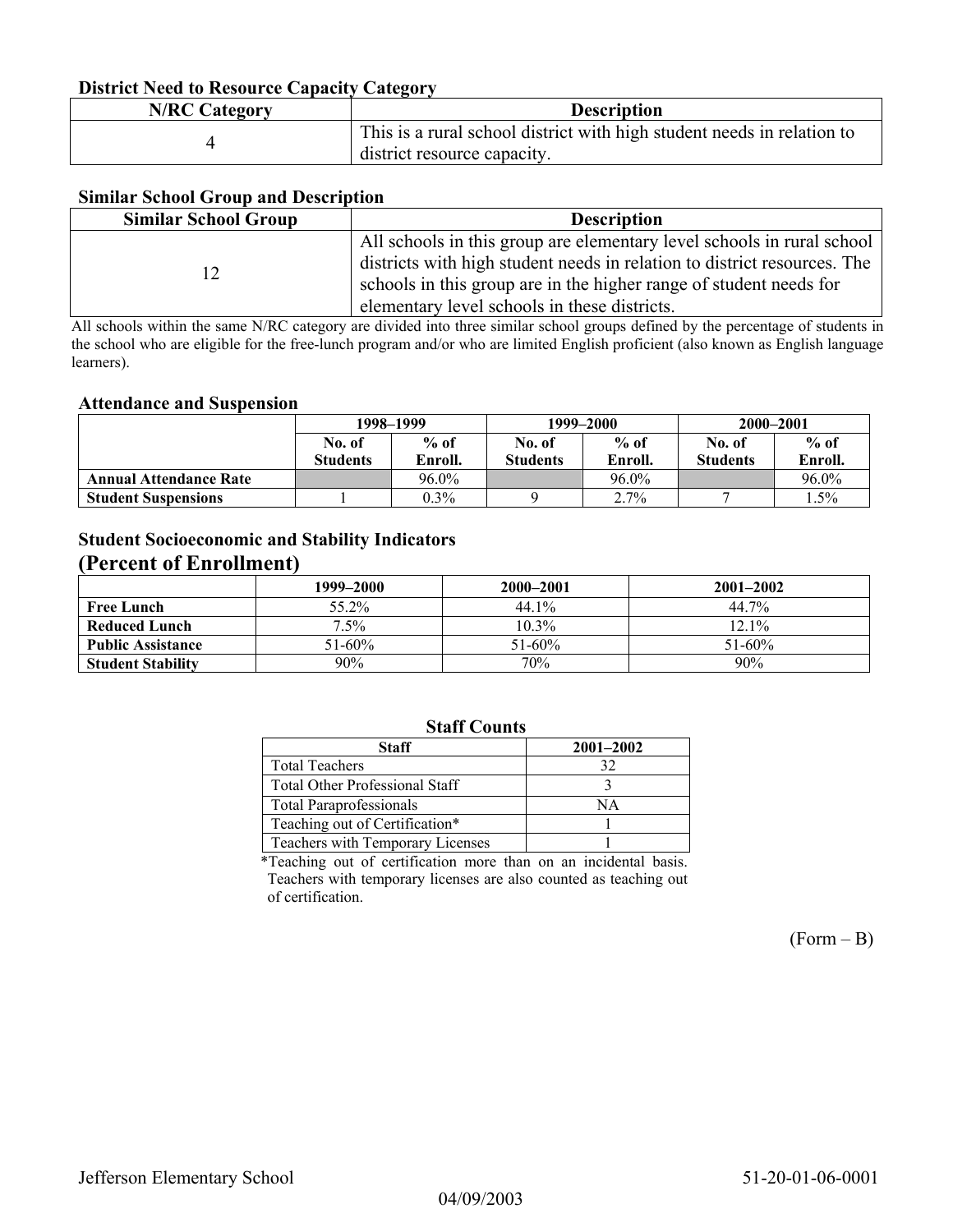### District Need to Resource Capacity Category

| N/RC Category | Description |
| --- | --- |
| 4 | This is a rural school district with high student needs in relation to district resource capacity. |

### Similar School Group and Description

| Similar School Group | Description |
| --- | --- |
| 12 | All schools in this group are elementary level schools in rural school districts with high student needs in relation to district resources. The schools in this group are in the higher range of student needs for elementary level schools in these districts. |

All schools within the same N/RC category are divided into three similar school groups defined by the percentage of students in the school who are eligible for the free-lunch program and/or who are limited English proficient (also known as English language learners).

### Attendance and Suspension

| | 1998–1999 | | 1999–2000 | | 2000–2001 | |
| --- | --- | --- | --- | --- | --- | --- |
| | No. of Students | % of Enroll. | No. of Students | % of Enroll. | No. of Students | % of Enroll. |
| **Annual Attendance Rate** | | 96.0% | | 96.0% | | 96.0% |
| **Student Suspensions** | 1 | 0.3% | 9 | 2.7% | 7 | 1.5% |

### Student Socioeconomic and Stability Indicators
## (Percent of Enrollment)

| | 1999–2000 | 2000–2001 | 2001–2002 |
| --- | --- | --- | --- |
| **Free Lunch** | 55.2% | 44.1% | 44.7% |
| **Reduced Lunch** | 7.5% | 10.3% | 12.1% |
| **Public Assistance** | 51-60% | 51-60% | 51-60% |
| **Student Stability** | 90% | 70% | 90% |

### Staff Counts

| Staff | 2001–2002 |
| --- | --- |
| Total Teachers | 32 |
| Total Other Professional Staff | 3 |
| Total Paraprofessionals | NA |
| Teaching out of Certification* | 1 |
| Teachers with Temporary Licenses | 1 |

*Teaching out of certification more than on an incidental basis. Teachers with temporary licenses are also counted as teaching out of certification.

(Form – B)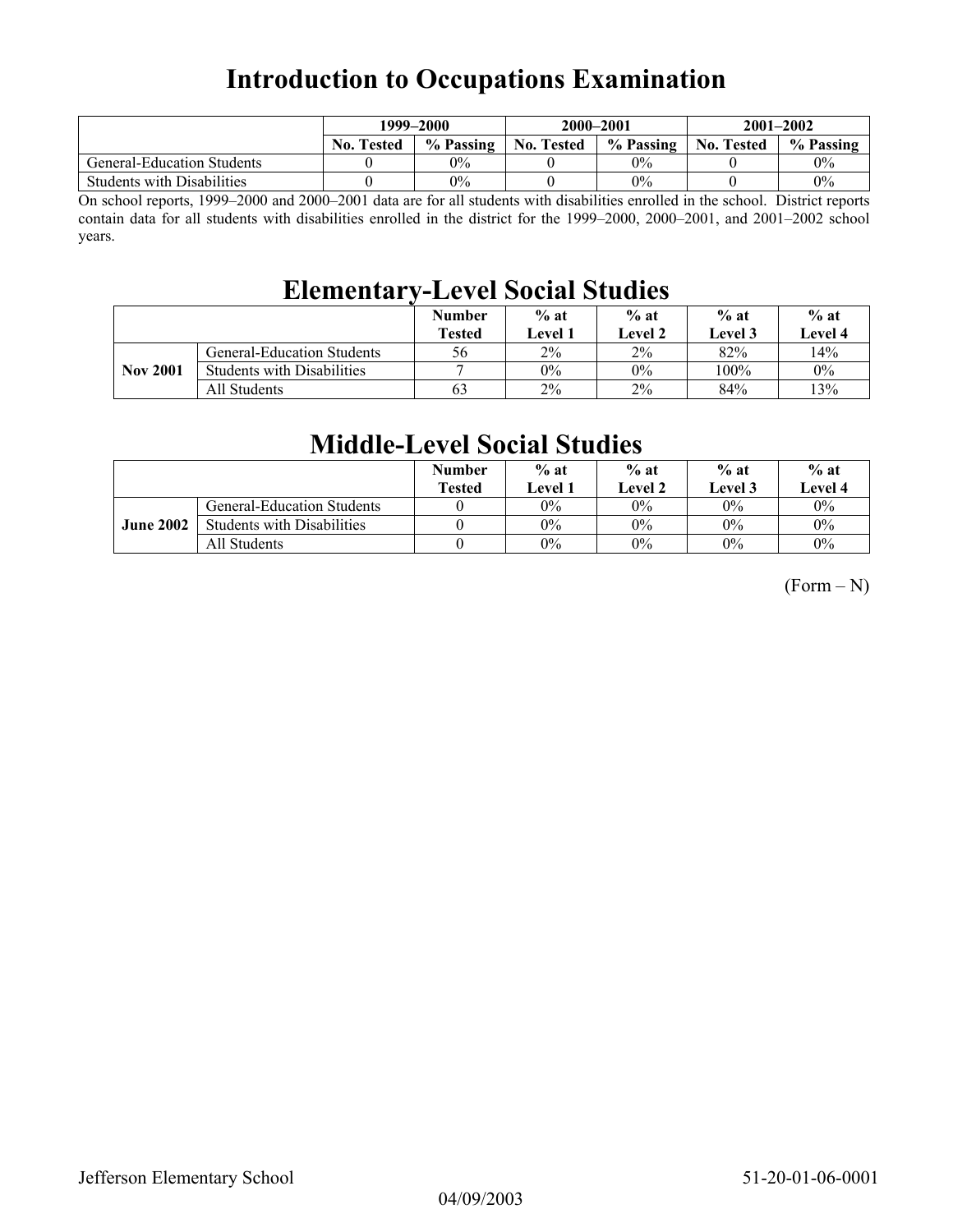# Introduction to Occupations Examination

| | 1999–2000 | | 2000–2001 | | 2001–2002 | |
|---|---|---|---|---|---|---|
| | No. Tested | % Passing | No. Tested | % Passing | No. Tested | % Passing |
| General-Education Students | 0 | 0% | 0 | 0% | 0 | 0% |
| Students with Disabilities | 0 | 0% | 0 | 0% | 0 | 0% |

On school reports, 1999–2000 and 2000–2001 data are for all students with disabilities enrolled in the school. District reports contain data for all students with disabilities enrolled in the district for the 1999–2000, 2000–2001, and 2001–2002 school years.

# Elementary-Level Social Studies

| | | Number Tested | % at Level 1 | % at Level 2 | % at Level 3 | % at Level 4 |
|---|---|---|---|---|---|---|
| **Nov 2001** | General-Education Students | 56 | 2% | 2% | 82% | 14% |
| | Students with Disabilities | 7 | 0% | 0% | 100% | 0% |
| | All Students | 63 | 2% | 2% | 84% | 13% |

# Middle-Level Social Studies

| | | Number Tested | % at Level 1 | % at Level 2 | % at Level 3 | % at Level 4 |
|---|---|---|---|---|---|---|
| **June 2002** | General-Education Students | 0 | 0% | 0% | 0% | 0% |
| | Students with Disabilities | 0 | 0% | 0% | 0% | 0% |
| | All Students | 0 | 0% | 0% | 0% | 0% |

(Form – N)

Jefferson Elementary School 51-20-01-06-0001

04/09/2003